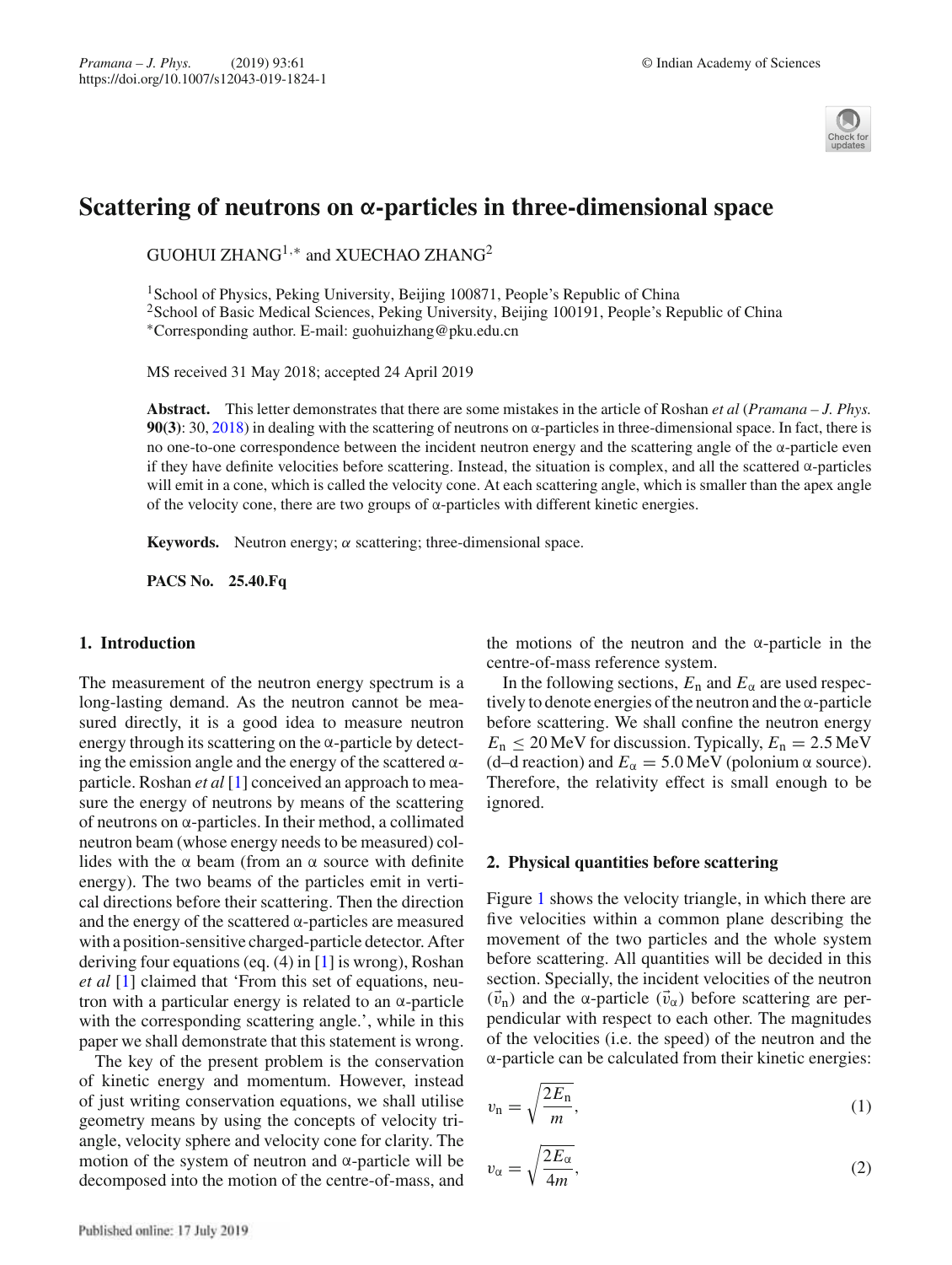# Scattering of neutrons on α-particles in three-dimensional space

GUOHUI ZHANG[1,*] and XUECHAO ZHANG[2]

[1]School of Physics, Peking University, Beijing 100871, People's Republic of China
[2]School of Basic Medical Sciences, Peking University, Beijing 100191, People's Republic of China
[*]Corresponding author. E-mail: guohuizhang@pku.edu.cn

MS received 31 May 2018; accepted 24 April 2019

**Abstract.** This letter demonstrates that there are some mistakes in the article of Roshan *et al* (*Pramana – J. Phys.* **90(3)**: 30, 2018) in dealing with the scattering of neutrons on α-particles in three-dimensional space. In fact, there is no one-to-one correspondence between the incident neutron energy and the scattering angle of the α-particle even if they have definite velocities before scattering. Instead, the situation is complex, and all the scattered α-particles will emit in a cone, which is called the velocity cone. At each scattering angle, which is smaller than the apex angle of the velocity cone, there are two groups of α-particles with different kinetic energies.

**Keywords.** Neutron energy; α scattering; three-dimensional space.

**PACS No.** **25.40.Fq**

## 1. Introduction

The measurement of the neutron energy spectrum is a long-lasting demand. As the neutron cannot be measured directly, it is a good idea to measure neutron energy through its scattering on the α-particle by detecting the emission angle and the energy of the scattered α-particle. Roshan *et al* [1] conceived an approach to measure the energy of neutrons by means of the scattering of neutrons on α-particles. In their method, a collimated neutron beam (whose energy needs to be measured) collides with the α beam (from an α source with definite energy). The two beams of the particles emit in vertical directions before their scattering. Then the direction and the energy of the scattered α-particles are measured with a position-sensitive charged-particle detector. After deriving four equations (eq. (4) in [1] is wrong), Roshan *et al* [1] claimed that 'From this set of equations, neutron with a particular energy is related to an α-particle with the corresponding scattering angle.', while in this paper we shall demonstrate that this statement is wrong.

The key of the present problem is the conservation of kinetic energy and momentum. However, instead of just writing conservation equations, we shall utilise geometry means by using the concepts of velocity triangle, velocity sphere and velocity cone for clarity. The motion of the system of neutron and α-particle will be decomposed into the motion of the centre-of-mass, and the motions of the neutron and the α-particle in the centre-of-mass reference system.

In the following sections, $E_{\rm n}$ and $E_\alpha$ are used respectively to denote energies of the neutron and the α-particle before scattering. We shall confine the neutron energy $E_{\rm n} \leq 20$ MeV for discussion. Typically, $E_{\rm n} = 2.5$ MeV (d–d reaction) and $E_\alpha = 5.0$ MeV (polonium α source). Therefore, the relativity effect is small enough to be ignored.

## 2. Physical quantities before scattering

Figure 1 shows the velocity triangle, in which there are five velocities within a common plane describing the movement of the two particles and the whole system before scattering. All quantities will be decided in this section. Specially, the incident velocities of the neutron ($\vec{v}_{\rm n}$) and the α-particle ($\vec{v}_\alpha$) before scattering are perpendicular with respect to each other. The magnitudes of the velocities (i.e. the speed) of the neutron and the α-particle can be calculated from their kinetic energies:

$$v_{\rm n} = \sqrt{\frac{2E_{\rm n}}{m}}, \tag{1}$$

$$v_\alpha = \sqrt{\frac{2E_\alpha}{4m}}, \tag{2}$$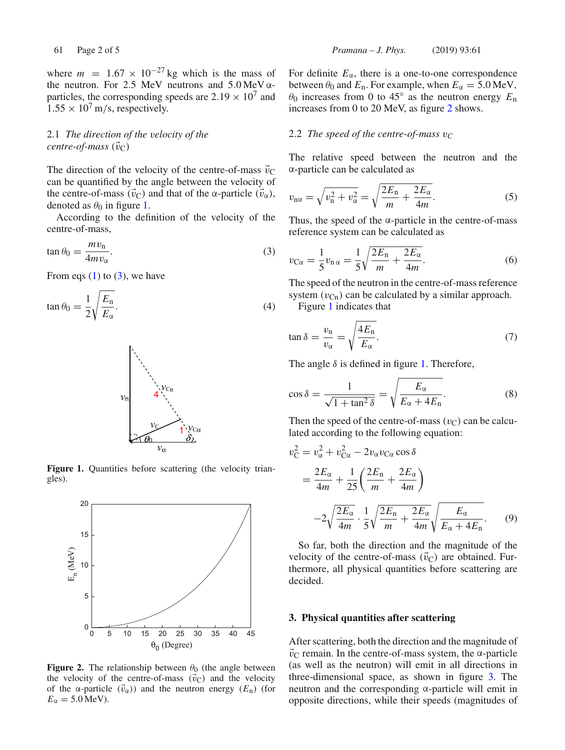where $m = 1.67 \times 10^{-27}$ kg which is the mass of the neutron. For 2.5 MeV neutrons and 5.0 MeV α-particles, the corresponding speeds are $2.19 \times 10^7$ and $1.55 \times 10^7$ m/s, respectively.

### 2.1 *The direction of the velocity of the centre-of-mass* ($\vec{v}_C$)

The direction of the velocity of the centre-of-mass $\vec{v}_C$ can be quantified by the angle between the velocity of the centre-of-mass ($\vec{v}_C$) and that of the α-particle ($\vec{v}_\alpha$), denoted as $\theta_0$ in figure 1.

According to the definition of the velocity of the centre-of-mass,

$$\tan\theta_0 = \frac{m v_n}{4 m v_\alpha}. \tag{3}$$

From eqs (1) to (3), we have

$$\tan\theta_0 = \frac{1}{2}\sqrt{\frac{E_n}{E_\alpha}}. \tag{4}$$

**Figure 1.** Quantities before scattering (the velocity triangles).

**Figure 2.** The relationship between $\theta_0$ (the angle between the velocity of the centre-of-mass ($\vec{v}_C$) and the velocity of the α-particle ($\vec{v}_\alpha$)) and the neutron energy ($E_n$) (for $E_\alpha = 5.0$ MeV).

For definite $E_\alpha$, there is a one-to-one correspondence between $\theta_0$ and $E_n$. For example, when $E_\alpha = 5.0$ MeV, $\theta_0$ increases from 0 to 45° as the neutron energy $E_n$ increases from 0 to 20 MeV, as figure 2 shows.

### 2.2 *The speed of the centre-of-mass* $v_C$

The relative speed between the neutron and the α-particle can be calculated as

$$v_{n\alpha} = \sqrt{v_n^2 + v_\alpha^2} = \sqrt{\frac{2E_n}{m} + \frac{2E_\alpha}{4m}}. \tag{5}$$

Thus, the speed of the α-particle in the centre-of-mass reference system can be calculated as

$$v_{C\alpha} = \frac{1}{5} v_{n\alpha} = \frac{1}{5}\sqrt{\frac{2E_n}{m} + \frac{2E_\alpha}{4m}}. \tag{6}$$

The speed of the neutron in the centre-of-mass reference system ($v_{Cn}$) can be calculated by a similar approach.

Figure 1 indicates that

$$\tan\delta = \frac{v_n}{v_\alpha} = \sqrt{\frac{4E_n}{E_\alpha}}. \tag{7}$$

The angle $\delta$ is defined in figure 1. Therefore,

$$\cos\delta = \frac{1}{\sqrt{1+\tan^2\delta}} = \sqrt{\frac{E_\alpha}{E_\alpha + 4E_n}}. \tag{8}$$

Then the speed of the centre-of-mass ($v_C$) can be calculated according to the following equation:

$$\begin{aligned} v_C^2 &= v_\alpha^2 + v_{C\alpha}^2 - 2 v_\alpha v_{C\alpha}\cos\delta \\ &= \frac{2E_\alpha}{4m} + \frac{1}{25}\left(\frac{2E_n}{m} + \frac{2E_\alpha}{4m}\right) \\ &\quad -2\sqrt{\frac{2E_\alpha}{4m}} \cdot \frac{1}{5}\sqrt{\frac{2E_n}{m} + \frac{2E_\alpha}{4m}}\sqrt{\frac{E_\alpha}{E_\alpha + 4E_n}}. \end{aligned} \tag{9}$$

So far, both the direction and the magnitude of the velocity of the centre-of-mass ($\vec{v}_C$) are obtained. Furthermore, all physical quantities before scattering are decided.

## 3. Physical quantities after scattering

After scattering, both the direction and the magnitude of $\vec{v}_C$ remain. In the centre-of-mass system, the α-particle (as well as the neutron) will emit in all directions in three-dimensional space, as shown in figure 3. The neutron and the corresponding α-particle will emit in opposite directions, while their speeds (magnitudes of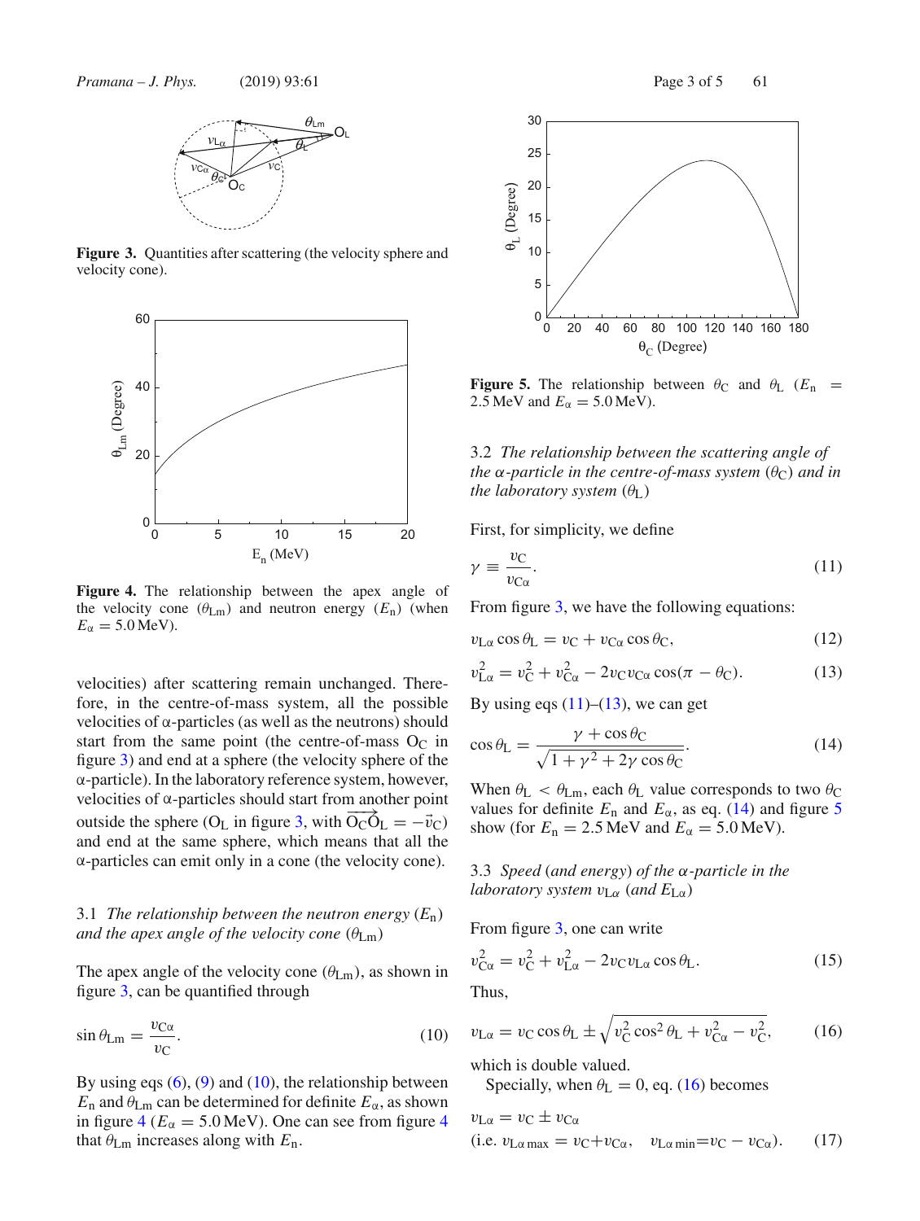Figure 3. Quantities after scattering (the velocity sphere and velocity cone).

Figure 4. The relationship between the apex angle of the velocity cone ($\theta_{Lm}$) and neutron energy ($E_n$) (when $E_\alpha = 5.0$ MeV).

velocities) after scattering remain unchanged. Therefore, in the centre-of-mass system, all the possible velocities of α-particles (as well as the neutrons) should start from the same point (the centre-of-mass $O_C$ in figure 3) and end at a sphere (the velocity sphere of the α-particle). In the laboratory reference system, however, velocities of α-particles should start from another point outside the sphere ($O_L$ in figure 3, with $\overrightarrow{O_C O_L} = -\vec{v}_C$) and end at the same sphere, which means that all the α-particles can emit only in a cone (the velocity cone).

### 3.1 *The relationship between the neutron energy* ($E_n$) *and the apex angle of the velocity cone* ($\theta_{Lm}$)

The apex angle of the velocity cone ($\theta_{Lm}$), as shown in figure 3, can be quantified through

$$\sin\theta_{Lm} = \frac{v_{C\alpha}}{v_C}. \tag{10}$$

By using eqs (6), (9) and (10), the relationship between $E_n$ and $\theta_{Lm}$ can be determined for definite $E_\alpha$, as shown in figure 4 ($E_\alpha = 5.0$ MeV). One can see from figure 4 that $\theta_{Lm}$ increases along with $E_n$.

Figure 5. The relationship between $\theta_C$ and $\theta_L$ ($E_n = 2.5$ MeV and $E_\alpha = 5.0$ MeV).

### 3.2 *The relationship between the scattering angle of the α-particle in the centre-of-mass system* ($\theta_C$) *and in the laboratory system* ($\theta_L$)

First, for simplicity, we define

$$\gamma \equiv \frac{v_C}{v_{C\alpha}}. \tag{11}$$

From figure 3, we have the following equations:

$$v_{L\alpha}\cos\theta_L = v_C + v_{C\alpha}\cos\theta_C, \tag{12}$$

$$v_{L\alpha}^2 = v_C^2 + v_{C\alpha}^2 - 2v_C v_{C\alpha}\cos(\pi - \theta_C). \tag{13}$$

By using eqs (11)–(13), we can get

$$\cos\theta_L = \frac{\gamma + \cos\theta_C}{\sqrt{1+\gamma^2+2\gamma\cos\theta_C}}. \tag{14}$$

When $\theta_L < \theta_{Lm}$, each $\theta_L$ value corresponds to two $\theta_C$ values for definite $E_n$ and $E_\alpha$, as eq. (14) and figure 5 show (for $E_n = 2.5$ MeV and $E_\alpha = 5.0$ MeV).

### 3.3 *Speed* (*and energy*) *of the α-particle in the laboratory system* $v_{L\alpha}$ (*and* $E_{L\alpha}$)

From figure 3, one can write

$$v_{C\alpha}^2 = v_C^2 + v_{L\alpha}^2 - 2v_C v_{L\alpha}\cos\theta_L. \tag{15}$$

Thus,

$$v_{L\alpha} = v_C\cos\theta_L \pm \sqrt{v_C^2\cos^2\theta_L + v_{C\alpha}^2 - v_C^2}, \tag{16}$$

which is double valued.

Specially, when $\theta_L = 0$, eq. (16) becomes

$$v_{L\alpha} = v_C \pm v_{C\alpha}$$
$$(\text{i.e. } v_{L\alpha\,\max} = v_C + v_{C\alpha}, \quad v_{L\alpha\,\min} = v_C - v_{C\alpha}). \tag{17}$$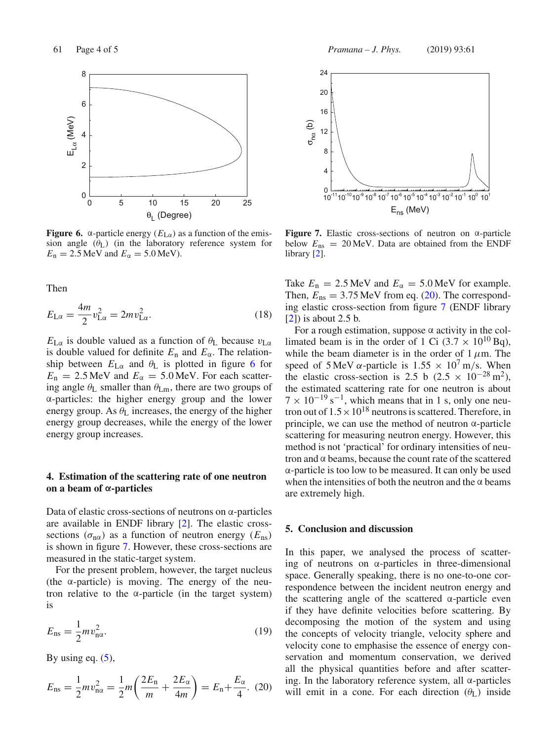**Figure 6.** α-particle energy ($E_{L\alpha}$) as a function of the emission angle ($\theta_L$) (in the laboratory reference system for $E_n = 2.5$ MeV and $E_\alpha = 5.0$ MeV).

Then

$$E_{L\alpha} = \frac{4m}{2} v_{L\alpha}^2 = 2m v_{L\alpha}^2. \tag{18}$$

$E_{L\alpha}$ is double valued as a function of $\theta_L$ because $v_{L\alpha}$ is double valued for definite $E_n$ and $E_\alpha$. The relationship between $E_{L\alpha}$ and $\theta_L$ is plotted in figure 6 for $E_n = 2.5$ MeV and $E_\alpha = 5.0$ MeV. For each scattering angle $\theta_L$ smaller than $\theta_{Lm}$, there are two groups of α-particles: the higher energy group and the lower energy group. As $\theta_L$ increases, the energy of the higher energy group decreases, while the energy of the lower energy group increases.

## 4. Estimation of the scattering rate of one neutron on a beam of α-particles

Data of elastic cross-sections of neutrons on α-particles are available in ENDF library [2]. The elastic cross-sections ($\sigma_{n\alpha}$) as a function of neutron energy ($E_{ns}$) is shown in figure 7. However, these cross-sections are measured in the static-target system.

For the present problem, however, the target nucleus (the α-particle) is moving. The energy of the neutron relative to the α-particle (in the target system) is

$$E_{ns} = \frac{1}{2} m v_{n\alpha}^2. \tag{19}$$

By using eq. (5),

$$E_{ns} = \frac{1}{2} m v_{n\alpha}^2 = \frac{1}{2} m \left( \frac{2E_n}{m} + \frac{2E_\alpha}{4m} \right) = E_n + \frac{E_\alpha}{4}. \tag{20}$$

**Figure 7.** Elastic cross-sections of neutron on α-particle below $E_{ns} = 20$ MeV. Data are obtained from the ENDF library [2].

Take $E_n = 2.5$ MeV and $E_\alpha = 5.0$ MeV for example. Then, $E_{ns} = 3.75$ MeV from eq. (20). The corresponding elastic cross-section from figure 7 (ENDF library [2]) is about 2.5 b.

For a rough estimation, suppose α activity in the collimated beam is in the order of 1 Ci ($3.7 \times 10^{10}$ Bq), while the beam diameter is in the order of 1 μm. The speed of 5 MeV α-particle is $1.55 \times 10^7$ m/s. When the elastic cross-section is 2.5 b ($2.5 \times 10^{-28}$ m$^2$), the estimated scattering rate for one neutron is about $7 \times 10^{-19}$ s$^{-1}$, which means that in 1 s, only one neutron out of $1.5 \times 10^{18}$ neutrons is scattered. Therefore, in principle, we can use the method of neutron α-particle scattering for measuring neutron energy. However, this method is not 'practical' for ordinary intensities of neutron and α beams, because the count rate of the scattered α-particle is too low to be measured. It can only be used when the intensities of both the neutron and the α beams are extremely high.

## 5. Conclusion and discussion

In this paper, we analysed the process of scattering of neutrons on α-particles in three-dimensional space. Generally speaking, there is no one-to-one correspondence between the incident neutron energy and the scattering angle of the scattered α-particle even if they have definite velocities before scattering. By decomposing the motion of the system and using the concepts of velocity triangle, velocity sphere and velocity cone to emphasise the essence of energy conservation and momentum conservation, we derived all the physical quantities before and after scattering. In the laboratory reference system, all α-particles will emit in a cone. For each direction ($\theta_L$) inside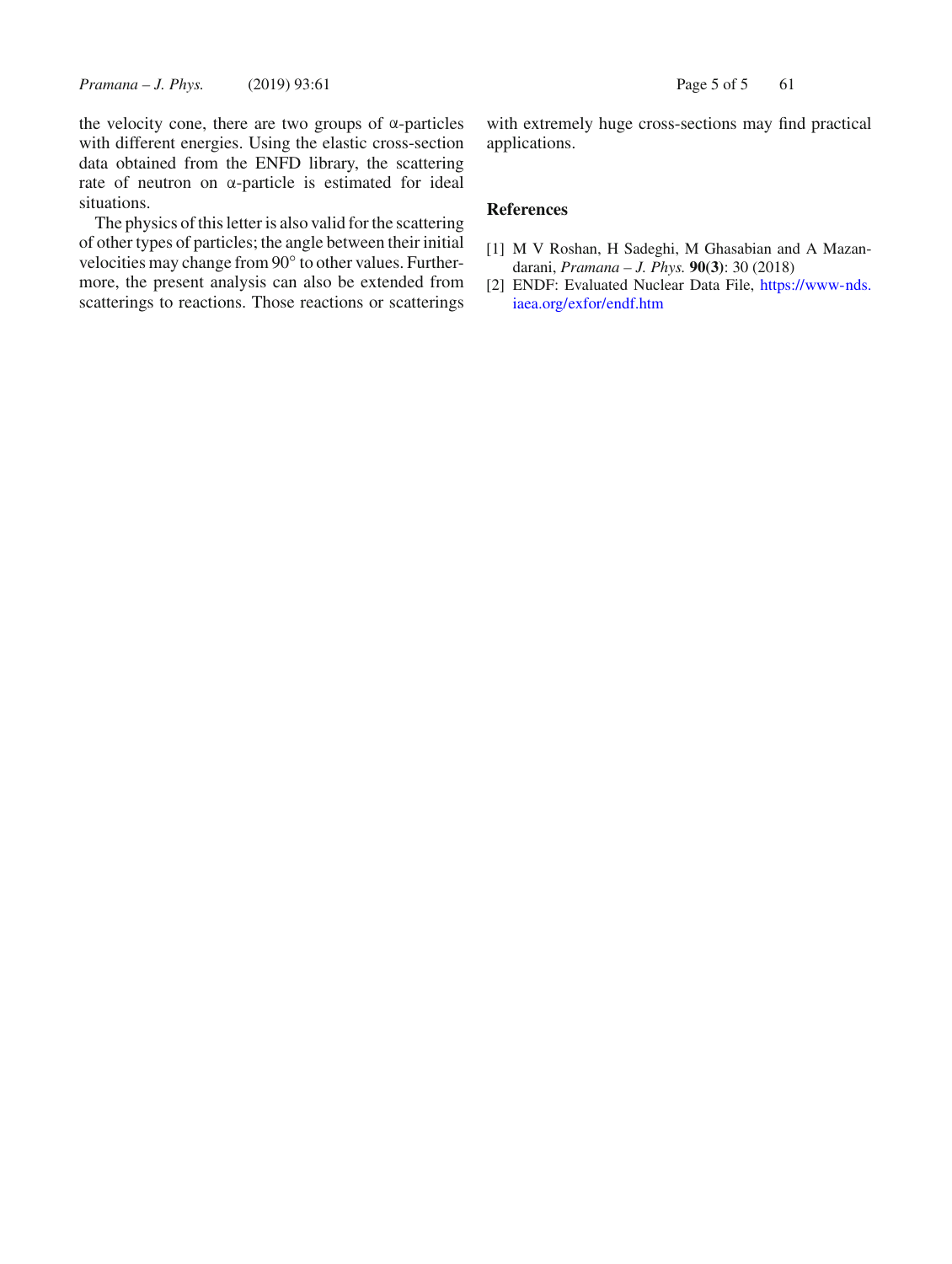the velocity cone, there are two groups of α-particles with different energies. Using the elastic cross-section data obtained from the ENFD library, the scattering rate of neutron on α-particle is estimated for ideal situations.

The physics of this letter is also valid for the scattering of other types of particles; the angle between their initial velocities may change from 90° to other values. Furthermore, the present analysis can also be extended from scatterings to reactions. Those reactions or scatterings with extremely huge cross-sections may find practical applications.

## References

[1] M V Roshan, H Sadeghi, M Ghasabian and A Mazandarani, *Pramana – J. Phys.* **90(3)**: 30 (2018)

[2] ENDF: Evaluated Nuclear Data File, https://www-nds.iaea.org/exfor/endf.htm